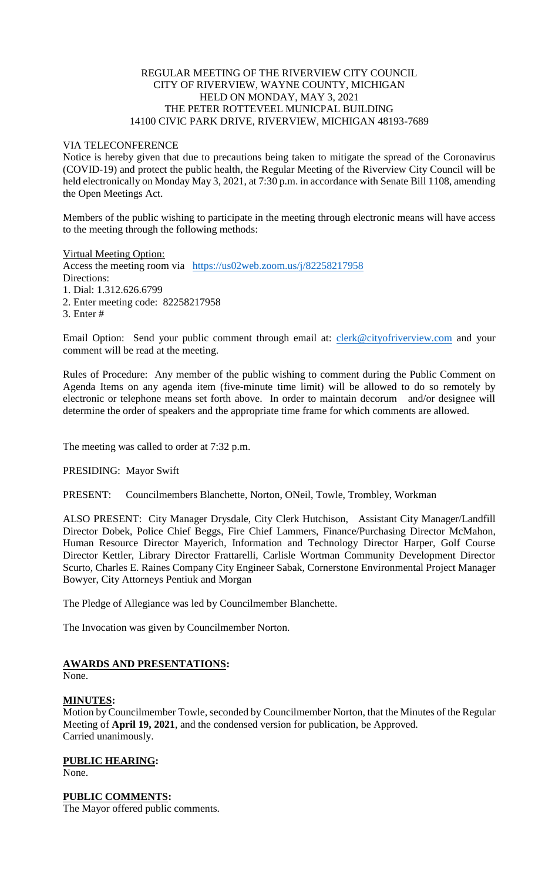REGULAR MEETING OF THE RIVERVIEW CITY COUNCIL
CITY OF RIVERVIEW, WAYNE COUNTY, MICHIGAN
HELD ON MONDAY, MAY 3, 2021
THE PETER ROTTEVEEL MUNICPAL BUILDING
14100 CIVIC PARK DRIVE, RIVERVIEW, MICHIGAN 48193-7689

VIA TELECONFERENCE

Notice is hereby given that due to precautions being taken to mitigate the spread of the Coronavirus (COVID-19) and protect the public health, the Regular Meeting of the Riverview City Council will be held electronically on Monday May 3, 2021, at 7:30 p.m. in accordance with Senate Bill 1108, amending the Open Meetings Act.

Members of the public wishing to participate in the meeting through electronic means will have access to the meeting through the following methods:

Virtual Meeting Option:
Access the meeting room via https://us02web.zoom.us/j/82258217958
Directions:
1. Dial: 1.312.626.6799
2. Enter meeting code: 82258217958
3. Enter #

Email Option: Send your public comment through email at: clerk@cityofriverview.com and your comment will be read at the meeting.

Rules of Procedure: Any member of the public wishing to comment during the Public Comment on Agenda Items on any agenda item (five-minute time limit) will be allowed to do so remotely by electronic or telephone means set forth above. In order to maintain decorum and/or designee will determine the order of speakers and the appropriate time frame for which comments are allowed.

The meeting was called to order at 7:32 p.m.

PRESIDING: Mayor Swift

PRESENT: Councilmembers Blanchette, Norton, ONeil, Towle, Trombley, Workman

ALSO PRESENT: City Manager Drysdale, City Clerk Hutchison, Assistant City Manager/Landfill Director Dobek, Police Chief Beggs, Fire Chief Lammers, Finance/Purchasing Director McMahon, Human Resource Director Mayerich, Information and Technology Director Harper, Golf Course Director Kettler, Library Director Frattarelli, Carlisle Wortman Community Development Director Scurto, Charles E. Raines Company City Engineer Sabak, Cornerstone Environmental Project Manager Bowyer, City Attorneys Pentiuk and Morgan

The Pledge of Allegiance was led by Councilmember Blanchette.

The Invocation was given by Councilmember Norton.

**AWARDS AND PRESENTATIONS:**
None.

**MINUTES:**
Motion by Councilmember Towle, seconded by Councilmember Norton, that the Minutes of the Regular Meeting of **April 19, 2021**, and the condensed version for publication, be Approved.
Carried unanimously.

**PUBLIC HEARING:**
None.

**PUBLIC COMMENTS:**
The Mayor offered public comments.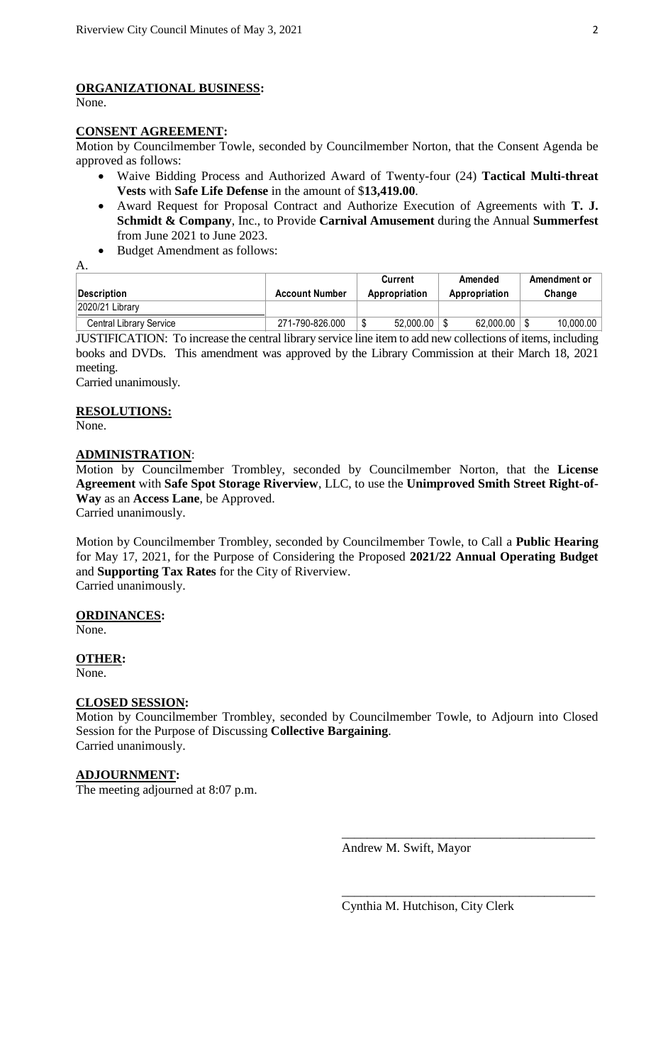**ORGANIZATIONAL BUSINESS:**

None.

**CONSENT AGREEMENT:**

Motion by Councilmember Towle, seconded by Councilmember Norton, that the Consent Agenda be approved as follows:

- Waive Bidding Process and Authorized Award of Twenty-four (24) **Tactical Multi-threat Vests** with **Safe Life Defense** in the amount of $**13,419.00**.
- Award Request for Proposal Contract and Authorize Execution of Agreements with **T. J. Schmidt & Company**, Inc., to Provide **Carnival Amusement** during the Annual **Summerfest** from June 2021 to June 2023.
- Budget Amendment as follows:

A.

| Description | Account Number | Current Appropriation | Amended Appropriation | Amendment or Change |
|---|---|---|---|---|
| 2020/21 Library | | | | |
| Central Library Service | 271-790-826.000 | $ 52,000.00 | $ 62,000.00 | $ 10,000.00 |

JUSTIFICATION: To increase the central library service line item to add new collections of items, including books and DVDs. This amendment was approved by the Library Commission at their March 18, 2021 meeting.

Carried unanimously.

**RESOLUTIONS:**

None.

**ADMINISTRATION**:

Motion by Councilmember Trombley, seconded by Councilmember Norton, that the **License Agreement** with **Safe Spot Storage Riverview**, LLC, to use the **Unimproved Smith Street Right-of-Way** as an **Access Lane**, be Approved.

Carried unanimously.

Motion by Councilmember Trombley, seconded by Councilmember Towle, to Call a **Public Hearing** for May 17, 2021, for the Purpose of Considering the Proposed **2021/22 Annual Operating Budget** and **Supporting Tax Rates** for the City of Riverview.

Carried unanimously.

**ORDINANCES:**

None.

**OTHER:**

None.

**CLOSED SESSION:**

Motion by Councilmember Trombley, seconded by Councilmember Towle, to Adjourn into Closed Session for the Purpose of Discussing **Collective Bargaining**.

Carried unanimously.

**ADJOURNMENT:**

The meeting adjourned at 8:07 p.m.

\_\_\_\_\_\_\_\_\_\_\_\_\_\_\_\_\_\_\_\_\_\_\_\_\_\_\_\_\_\_\_\_\_\_\_\_\_\_\_\_

Andrew M. Swift, Mayor

\_\_\_\_\_\_\_\_\_\_\_\_\_\_\_\_\_\_\_\_\_\_\_\_\_\_\_\_\_\_\_\_\_\_\_\_\_\_\_\_

Cynthia M. Hutchison, City Clerk